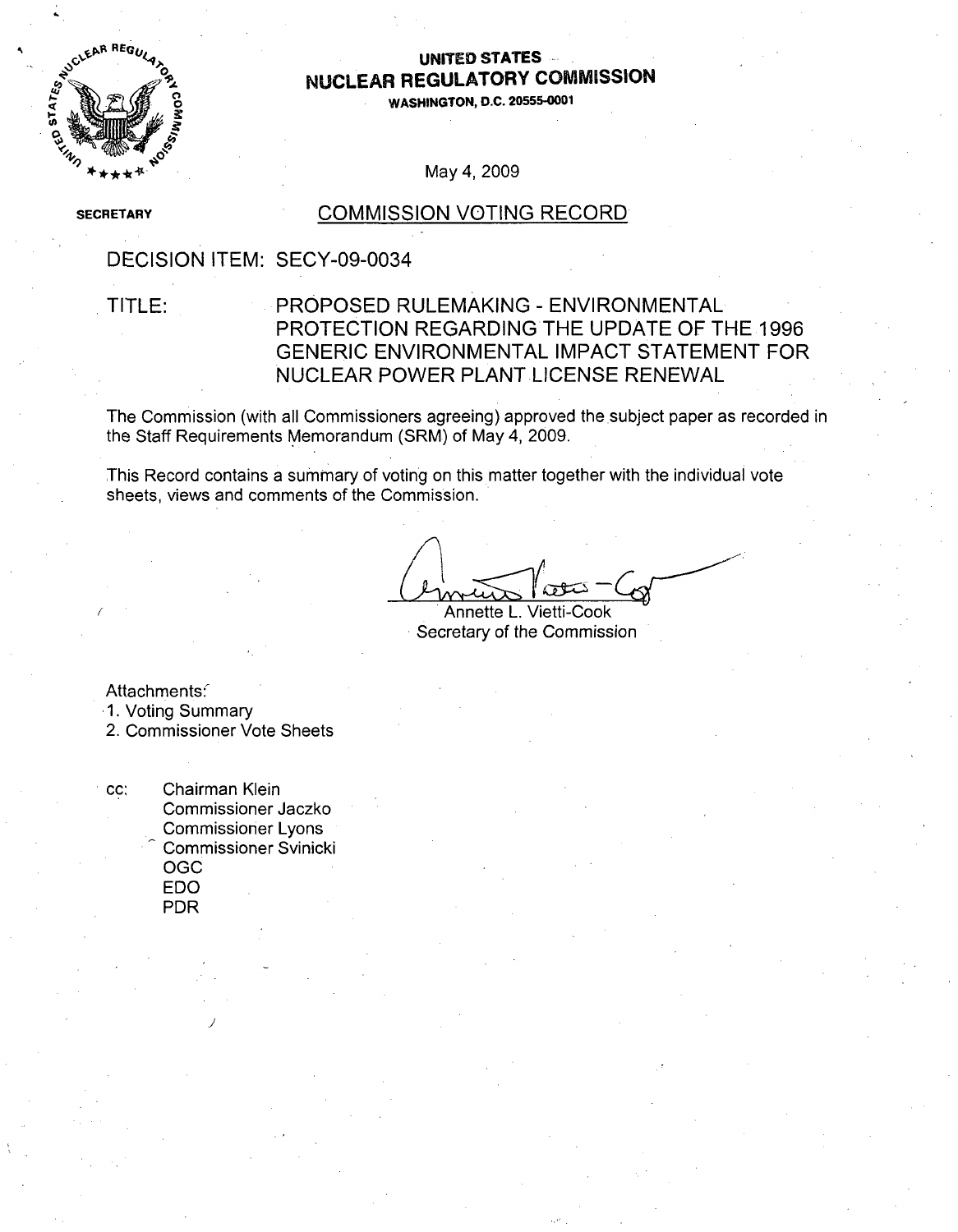**UNITED STATES**
**NUCLEAR REGULATORY COMMISSION**
**WASHINGTON, D.C. 20555-0001**

May 4, 2009

**SECRETARY**

## COMMISSION VOTING RECORD

DECISION ITEM: SECY-09-0034

TITLE: PROPOSED RULEMAKING - ENVIRONMENTAL PROTECTION REGARDING THE UPDATE OF THE 1996 GENERIC ENVIRONMENTAL IMPACT STATEMENT FOR NUCLEAR POWER PLANT LICENSE RENEWAL

The Commission (with all Commissioners agreeing) approved the subject paper as recorded in the Staff Requirements Memorandum (SRM) of May 4, 2009.

This Record contains a summary of voting on this matter together with the individual vote sheets, views and comments of the Commission.

Annette L. Vietti-Cook
Secretary of the Commission

Attachments:
1. Voting Summary
2. Commissioner Vote Sheets

cc: Chairman Klein
Commissioner Jaczko
Commissioner Lyons
Commissioner Svinicki
OGC
EDO
PDR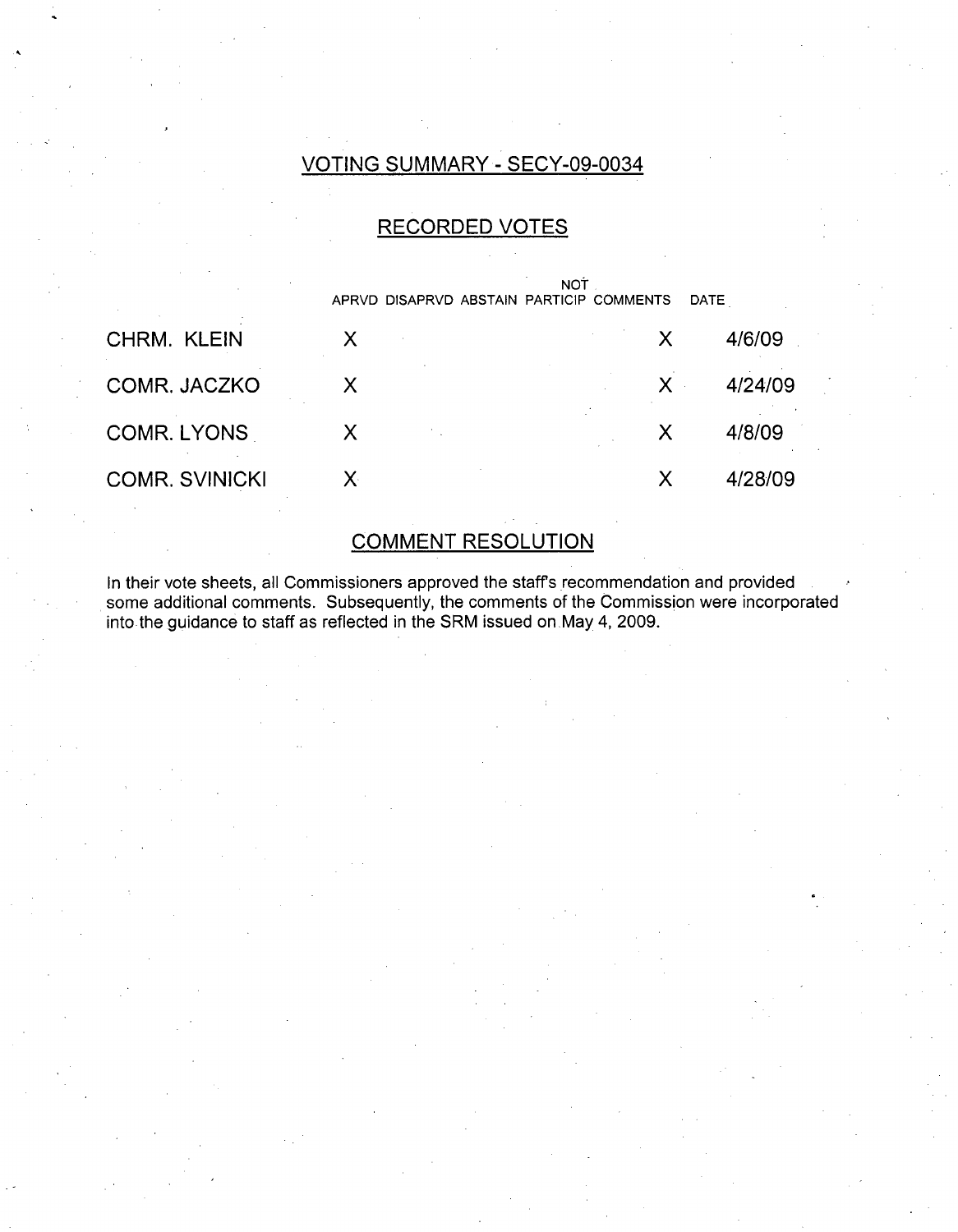# VOTING SUMMARY - SECY-09-0034

## RECORDED VOTES

| | APRVD | DISAPRVD | ABSTAIN | NOT PARTICIP | COMMENTS | DATE |
|---|---|---|---|---|---|---|
| CHRM. KLEIN | X | | | | X | 4/6/09 |
| COMR. JACZKO | X | | | | X | 4/24/09 |
| COMR. LYONS | X | | | | X | 4/8/09 |
| COMR. SVINICKI | X | | | | X | 4/28/09 |

## COMMENT RESOLUTION

In their vote sheets, all Commissioners approved the staff's recommendation and provided some additional comments. Subsequently, the comments of the Commission were incorporated into the guidance to staff as reflected in the SRM issued on May 4, 2009.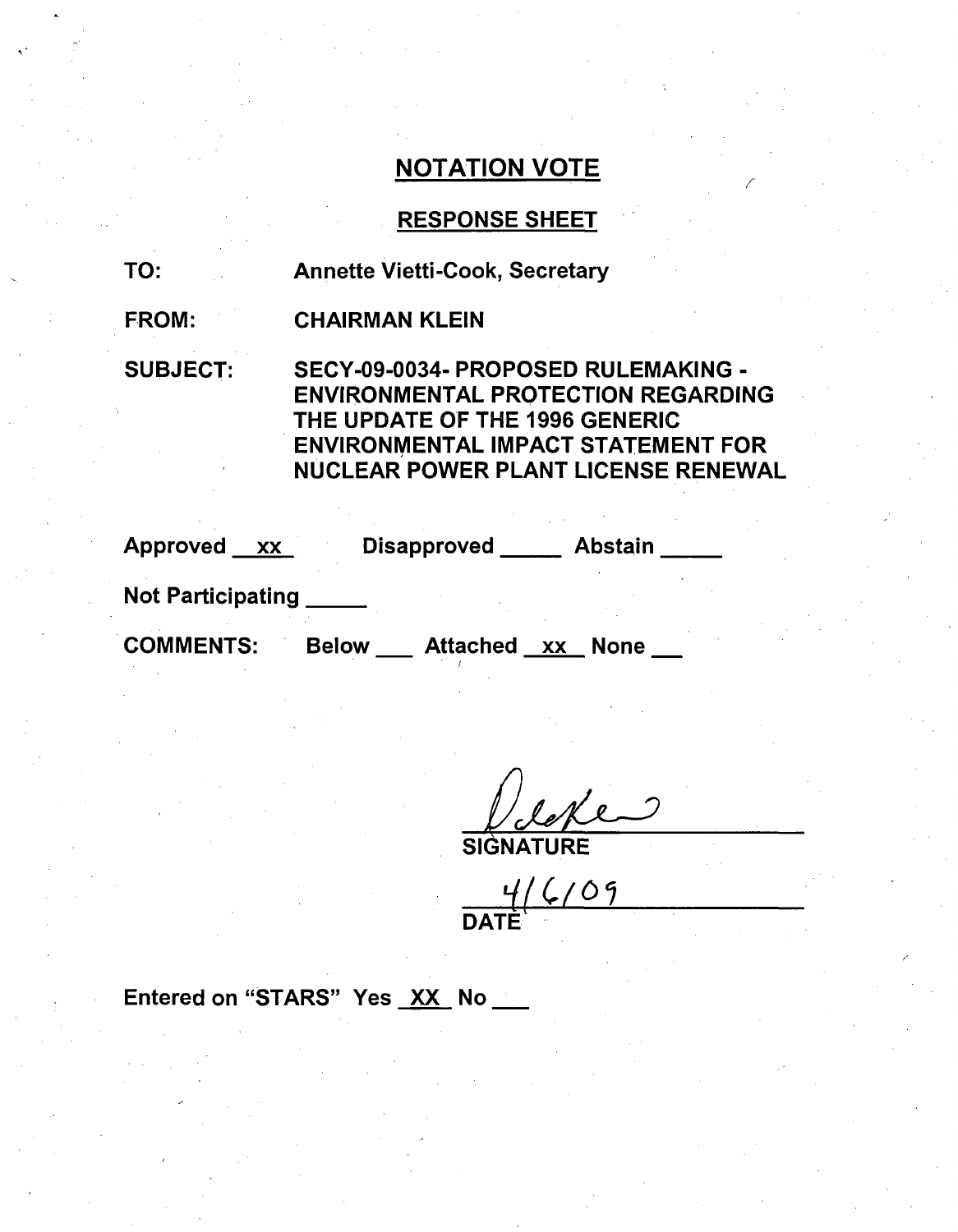# NOTATION VOTE

## RESPONSE SHEET

TO: Annette Vietti-Cook, Secretary

FROM: CHAIRMAN KLEIN

SUBJECT: SECY-09-0034- PROPOSED RULEMAKING - ENVIRONMENTAL PROTECTION REGARDING THE UPDATE OF THE 1996 GENERIC ENVIRONMENTAL IMPACT STATEMENT FOR NUCLEAR POWER PLANT LICENSE RENEWAL

Approved xx Disapproved \_\_\_\_\_ Abstain \_\_\_\_\_

Not Participating \_\_\_\_\_

COMMENTS: Below \_\_\_ Attached xx None \_\_\_

SIGNATURE

4/6/09

DATE

Entered on "STARS" Yes XX No \_\_\_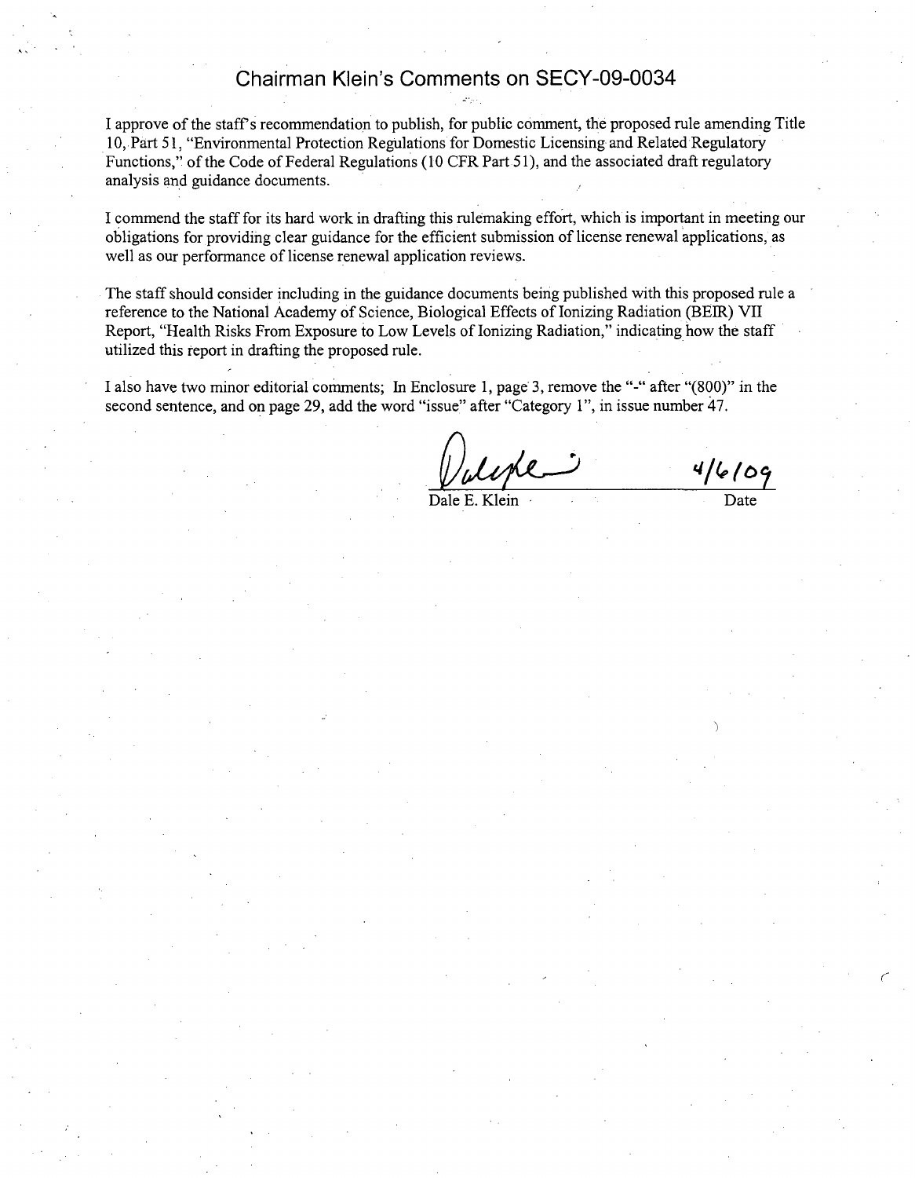# Chairman Klein's Comments on SECY-09-0034

I approve of the staff's recommendation to publish, for public comment, the proposed rule amending Title 10, Part 51, "Environmental Protection Regulations for Domestic Licensing and Related Regulatory Functions," of the Code of Federal Regulations (10 CFR Part 51), and the associated draft regulatory analysis and guidance documents.

I commend the staff for its hard work in drafting this rulemaking effort, which is important in meeting our obligations for providing clear guidance for the efficient submission of license renewal applications, as well as our performance of license renewal application reviews.

The staff should consider including in the guidance documents being published with this proposed rule a reference to the National Academy of Science, Biological Effects of Ionizing Radiation (BEIR) VII Report, "Health Risks From Exposure to Low Levels of Ionizing Radiation," indicating how the staff utilized this report in drafting the proposed rule.

I also have two minor editorial comments; In Enclosure 1, page 3, remove the "-" after "(800)" in the second sentence, and on page 29, add the word "issue" after "Category 1", in issue number 47.

Dale E. Klein — 4/6/09

Date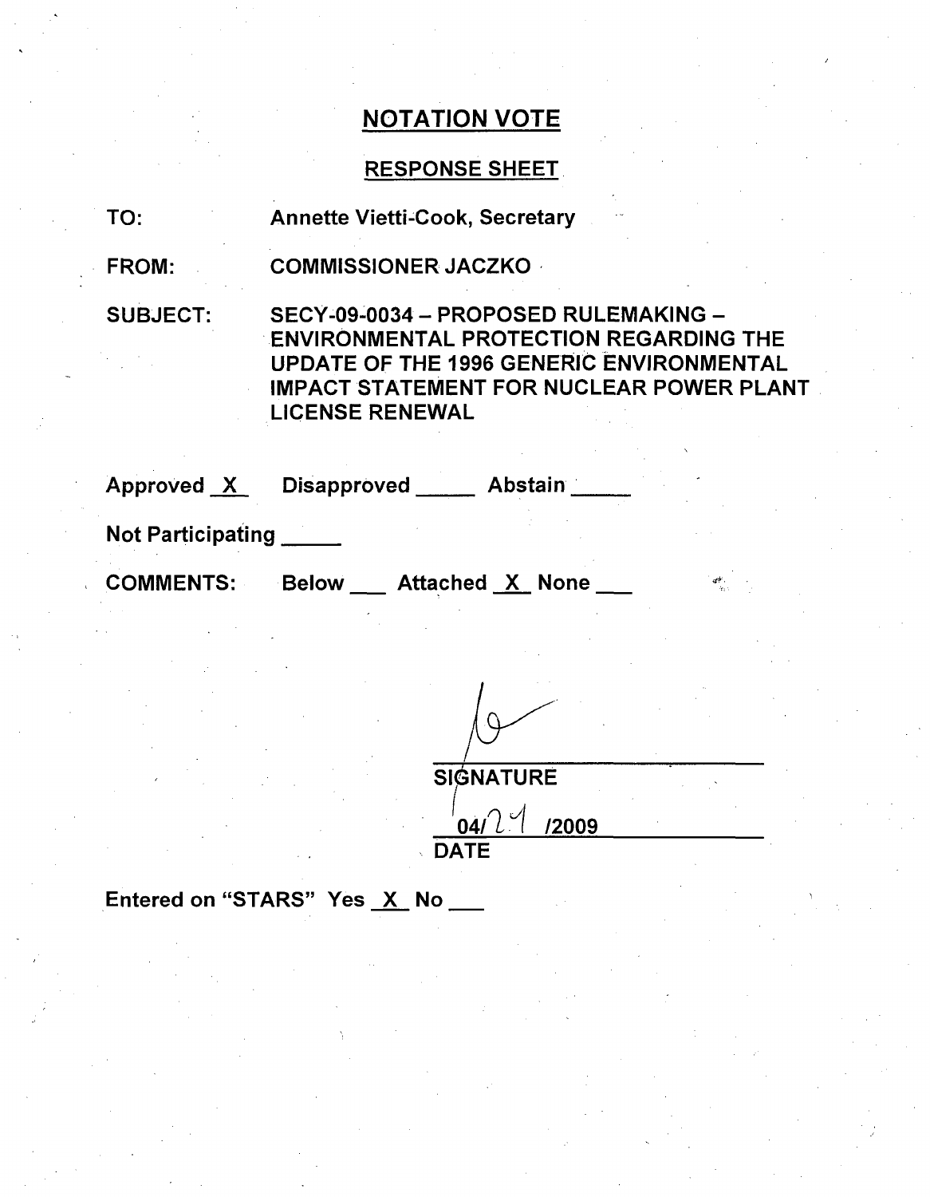## NOTATION VOTE

### RESPONSE SHEET

TO: Annette Vietti-Cook, Secretary

FROM: COMMISSIONER JACZKO

SUBJECT: SECY-09-0034 – PROPOSED RULEMAKING – ENVIRONMENTAL PROTECTION REGARDING THE UPDATE OF THE 1996 GENERIC ENVIRONMENTAL IMPACT STATEMENT FOR NUCLEAR POWER PLANT LICENSE RENEWAL

Approved _X_ Disapproved _____ Abstain _____

Not Participating _____

COMMENTS: Below ___ Attached _X_ None ___

SIGNATURE

04/21/2009

DATE

Entered on "STARS" Yes _X_ No ___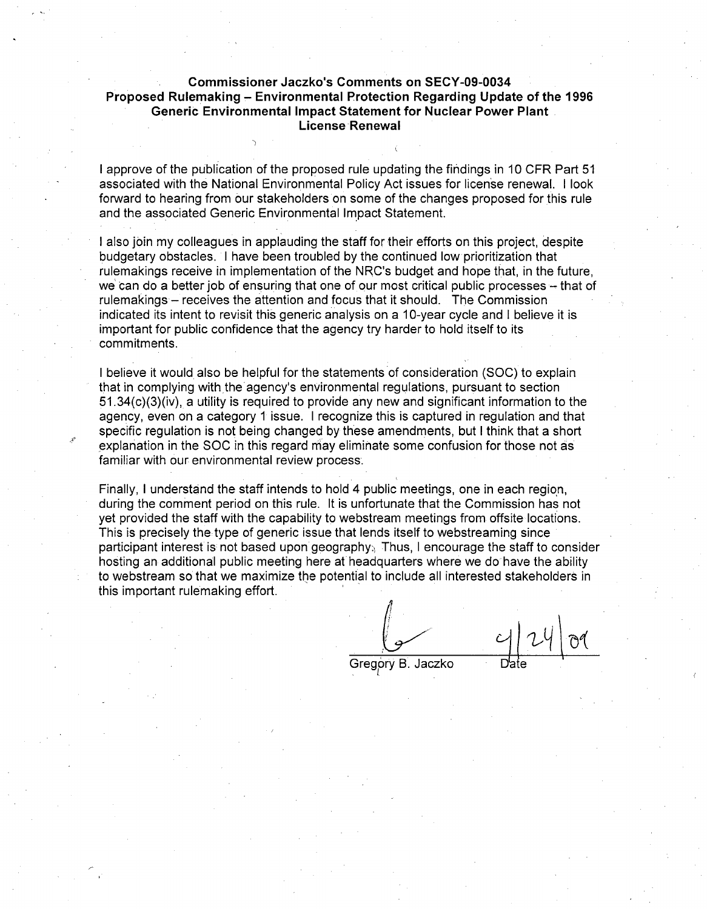**Commissioner Jaczko's Comments on SECY-09-0034**
**Proposed Rulemaking – Environmental Protection Regarding Update of the 1996 Generic Environmental Impact Statement for Nuclear Power Plant License Renewal**

I approve of the publication of the proposed rule updating the findings in 10 CFR Part 51 associated with the National Environmental Policy Act issues for license renewal. I look forward to hearing from our stakeholders on some of the changes proposed for this rule and the associated Generic Environmental Impact Statement.

I also join my colleagues in applauding the staff for their efforts on this project, despite budgetary obstacles. I have been troubled by the continued low prioritization that rulemakings receive in implementation of the NRC's budget and hope that, in the future, we can do a better job of ensuring that one of our most critical public processes – that of rulemakings – receives the attention and focus that it should. The Commission indicated its intent to revisit this generic analysis on a 10-year cycle and I believe it is important for public confidence that the agency try harder to hold itself to its commitments.

I believe it would also be helpful for the statements of consideration (SOC) to explain that in complying with the agency's environmental regulations, pursuant to section 51.34(c)(3)(iv), a utility is required to provide any new and significant information to the agency, even on a category 1 issue. I recognize this is captured in regulation and that specific regulation is not being changed by these amendments, but I think that a short explanation in the SOC in this regard may eliminate some confusion for those not as familiar with our environmental review process.

Finally, I understand the staff intends to hold 4 public meetings, one in each region, during the comment period on this rule. It is unfortunate that the Commission has not yet provided the staff with the capability to webstream meetings from offsite locations. This is precisely the type of generic issue that lends itself to webstreaming since participant interest is not based upon geography. Thus, I encourage the staff to consider hosting an additional public meeting here at headquarters where we do have the ability to webstream so that we maximize the potential to include all interested stakeholders in this important rulemaking effort.

Gregory B. Jaczko — Date: 4/24/09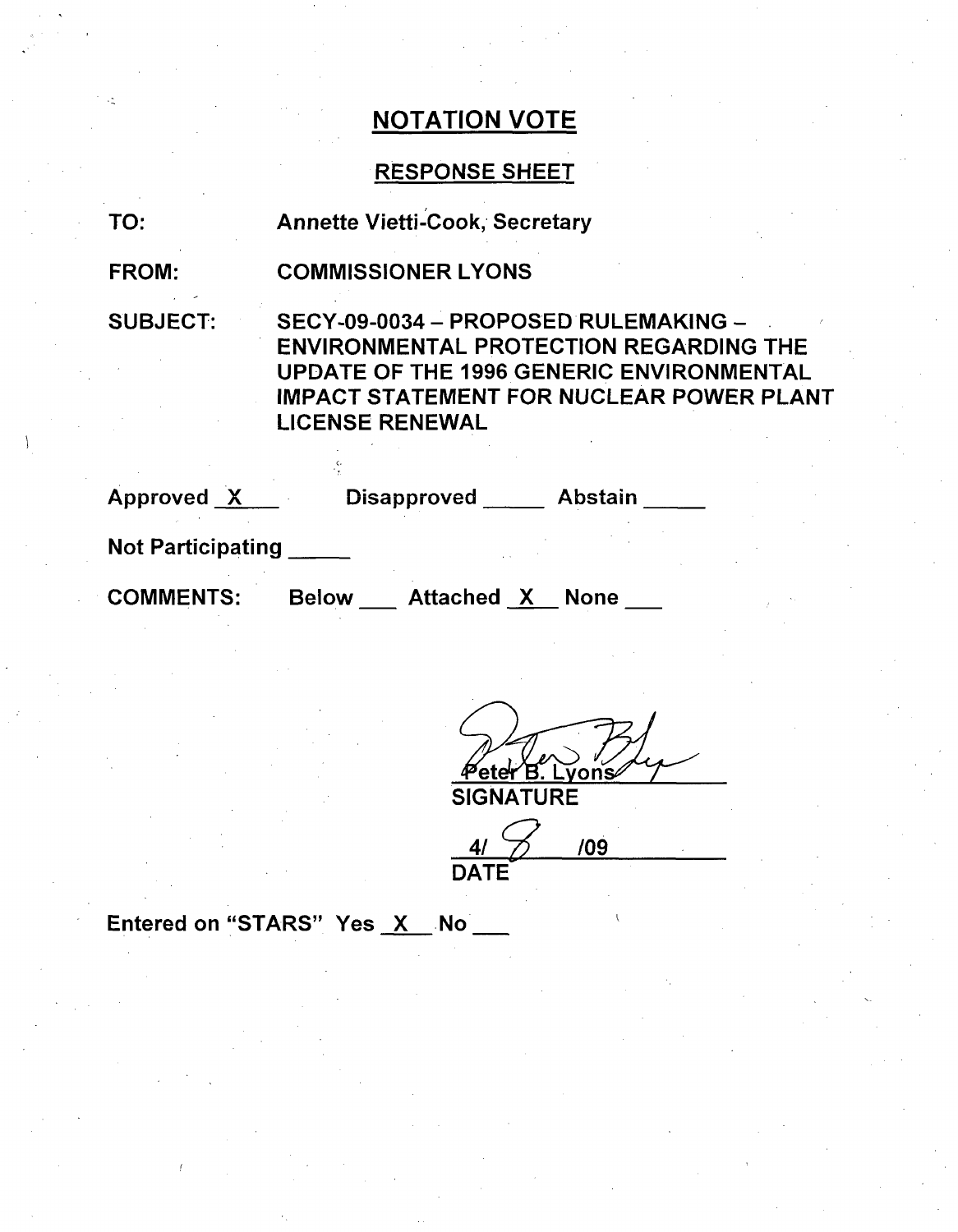# NOTATION VOTE

## RESPONSE SHEET

TO: Annette Vietti-Cook, Secretary

FROM: COMMISSIONER LYONS

SUBJECT: SECY-09-0034 – PROPOSED RULEMAKING – ENVIRONMENTAL PROTECTION REGARDING THE UPDATE OF THE 1996 GENERIC ENVIRONMENTAL IMPACT STATEMENT FOR NUCLEAR POWER PLANT LICENSE RENEWAL

Approved X Disapproved ____ Abstain ____

Not Participating ____

COMMENTS: Below ___ Attached X None ___

Peter B. Lyons
SIGNATURE

4/ 8 /09
DATE

Entered on "STARS" Yes X No ___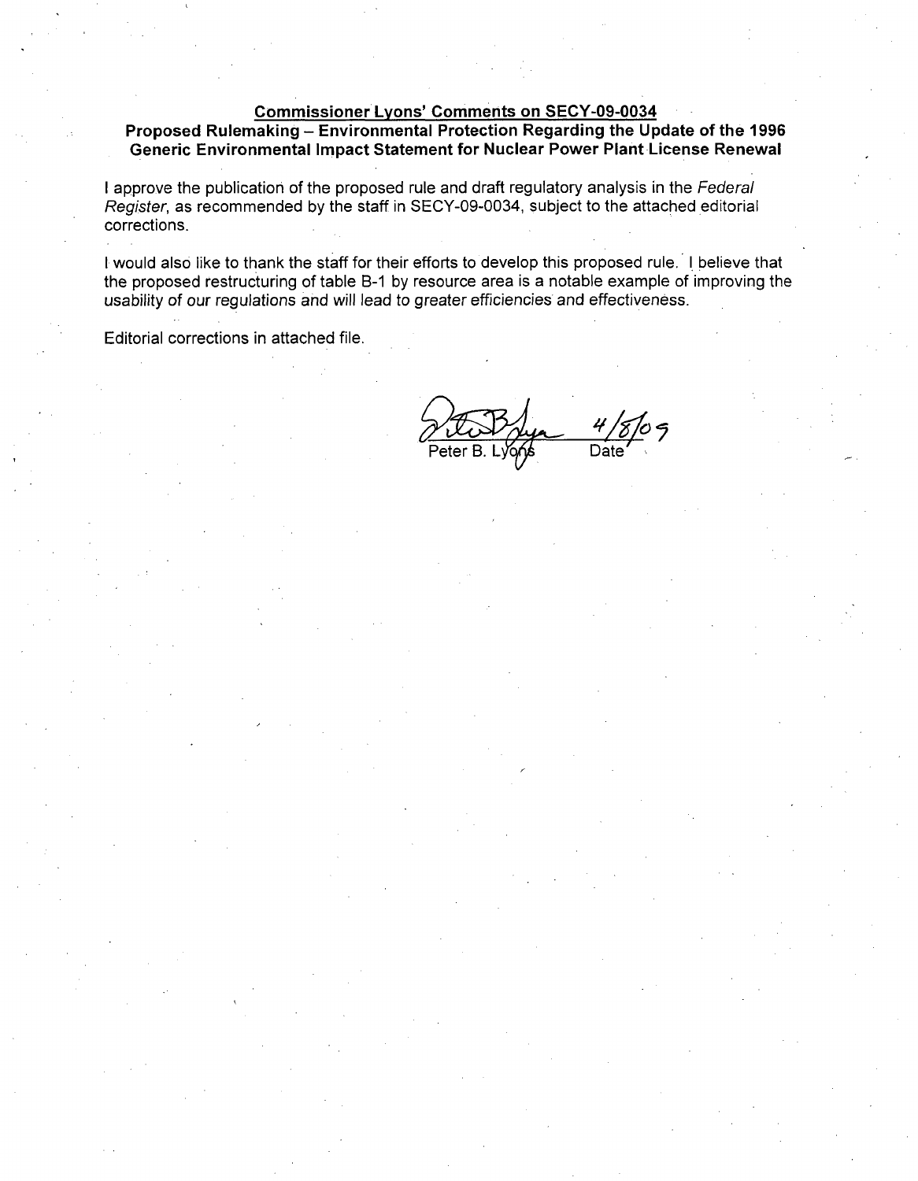**Commissioner Lyons' Comments on SECY-09-0034**

**Proposed Rulemaking – Environmental Protection Regarding the Update of the 1996 Generic Environmental Impact Statement for Nuclear Power Plant License Renewal**

I approve the publication of the proposed rule and draft regulatory analysis in the *Federal Register*, as recommended by the staff in SECY-09-0034, subject to the attached editorial corrections.

I would also like to thank the staff for their efforts to develop this proposed rule. I believe that the proposed restructuring of table B-1 by resource area is a notable example of improving the usability of our regulations and will lead to greater efficiencies and effectiveness.

Editorial corrections in attached file.

Peter B. Lyons 4/8/09
Date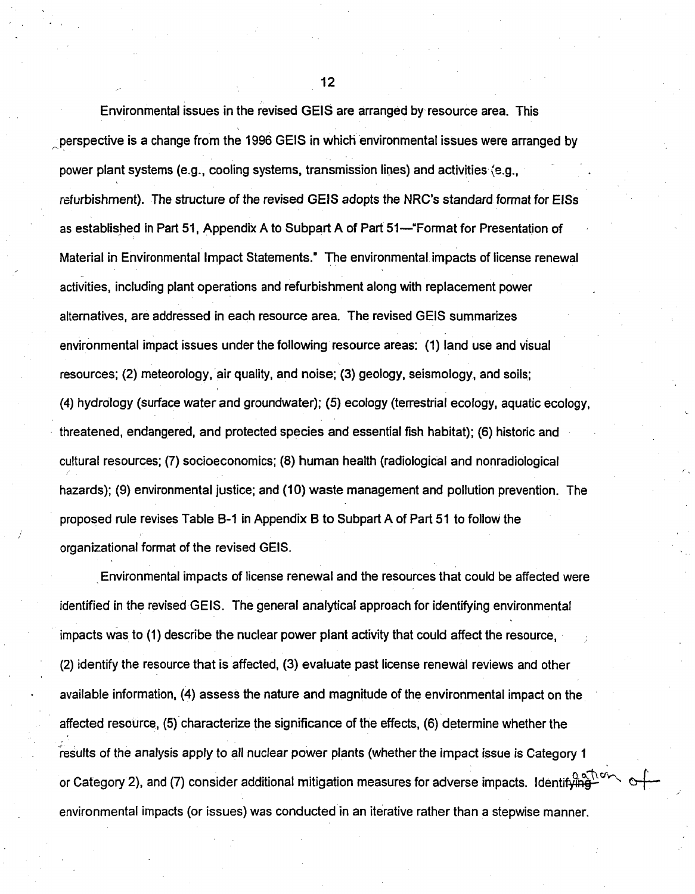Environmental issues in the revised GEIS are arranged by resource area. This perspective is a change from the 1996 GEIS in which environmental issues were arranged by power plant systems (e.g., cooling systems, transmission lines) and activities (e.g., refurbishment). The structure of the revised GEIS adopts the NRC's standard format for EISs as established in Part 51, Appendix A to Subpart A of Part 51—"Format for Presentation of Material in Environmental Impact Statements." The environmental impacts of license renewal activities, including plant operations and refurbishment along with replacement power alternatives, are addressed in each resource area. The revised GEIS summarizes environmental impact issues under the following resource areas: (1) land use and visual resources; (2) meteorology, air quality, and noise; (3) geology, seismology, and soils; (4) hydrology (surface water and groundwater); (5) ecology (terrestrial ecology, aquatic ecology, threatened, endangered, and protected species and essential fish habitat); (6) historic and cultural resources; (7) socioeconomics; (8) human health (radiological and nonradiological hazards); (9) environmental justice; and (10) waste management and pollution prevention. The proposed rule revises Table B-1 in Appendix B to Subpart A of Part 51 to follow the organizational format of the revised GEIS.

Environmental impacts of license renewal and the resources that could be affected were identified in the revised GEIS. The general analytical approach for identifying environmental impacts was to (1) describe the nuclear power plant activity that could affect the resource, (2) identify the resource that is affected, (3) evaluate past license renewal reviews and other available information, (4) assess the nature and magnitude of the environmental impact on the affected resource, (5) characterize the significance of the effects, (6) determine whether the results of the analysis apply to all nuclear power plants (whether the impact issue is Category 1 or Category 2), and (7) consider additional mitigation measures for adverse impacts. ~~Identifying~~ Identification of environmental impacts (or issues) was conducted in an iterative rather than a stepwise manner.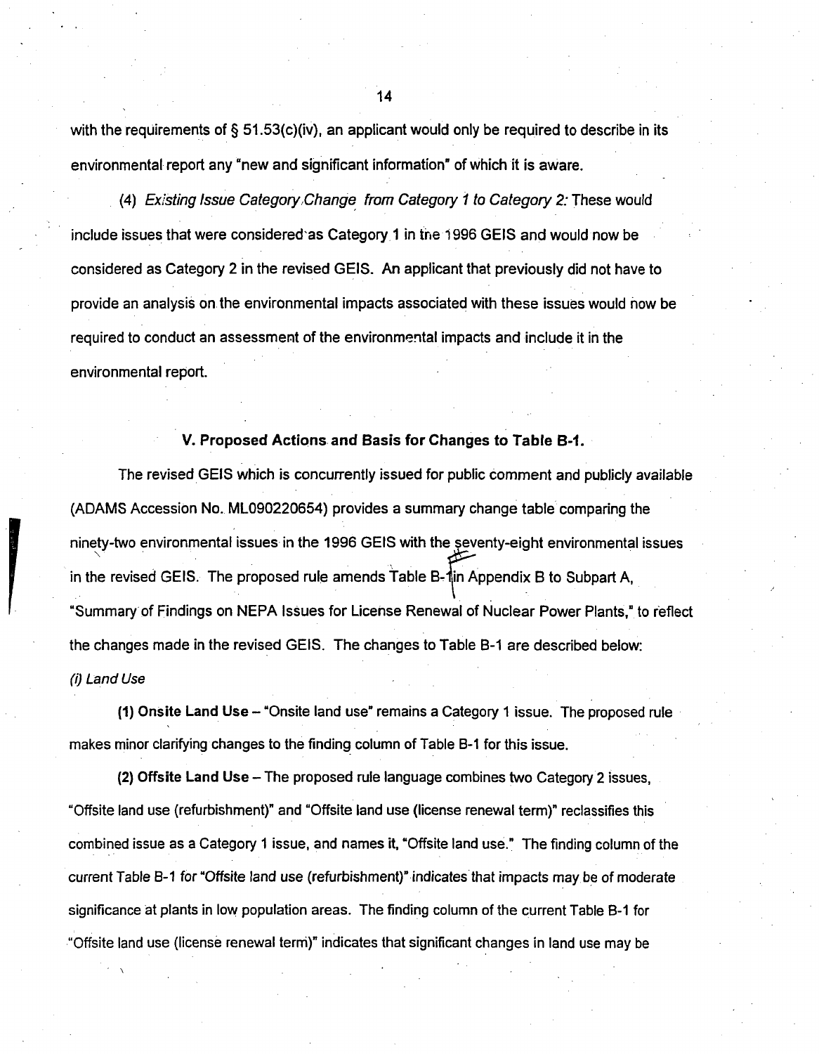with the requirements of § 51.53(c)(iv), an applicant would only be required to describe in its environmental report any "new and significant information" of which it is aware.

(4) *Existing Issue Category Change from Category 1 to Category 2:* These would include issues that were considered as Category 1 in the 1996 GEIS and would now be considered as Category 2 in the revised GEIS. An applicant that previously did not have to provide an analysis on the environmental impacts associated with these issues would now be required to conduct an assessment of the environmental impacts and include it in the environmental report.

### V. Proposed Actions and Basis for Changes to Table B-1.

The revised GEIS which is concurrently issued for public comment and publicly available (ADAMS Accession No. ML090220654) provides a summary change table comparing the ninety-two environmental issues in the 1996 GEIS with the seventy-eight environmental issues in the revised GEIS. The proposed rule amends Table B-1 in Appendix B to Subpart A, "Summary of Findings on NEPA Issues for License Renewal of Nuclear Power Plants," to reflect the changes made in the revised GEIS. The changes to Table B-1 are described below:

*(i) Land Use*

**(1) Onsite Land Use** – "Onsite land use" remains a Category 1 issue. The proposed rule makes minor clarifying changes to the finding column of Table B-1 for this issue.

**(2) Offsite Land Use** – The proposed rule language combines two Category 2 issues, "Offsite land use (refurbishment)" and "Offsite land use (license renewal term)" reclassifies this combined issue as a Category 1 issue, and names it, "Offsite land use." The finding column of the current Table B-1 for "Offsite land use (refurbishment)" indicates that impacts may be of moderate significance at plants in low population areas. The finding column of the current Table B-1 for "Offsite land use (license renewal term)" indicates that significant changes in land use may be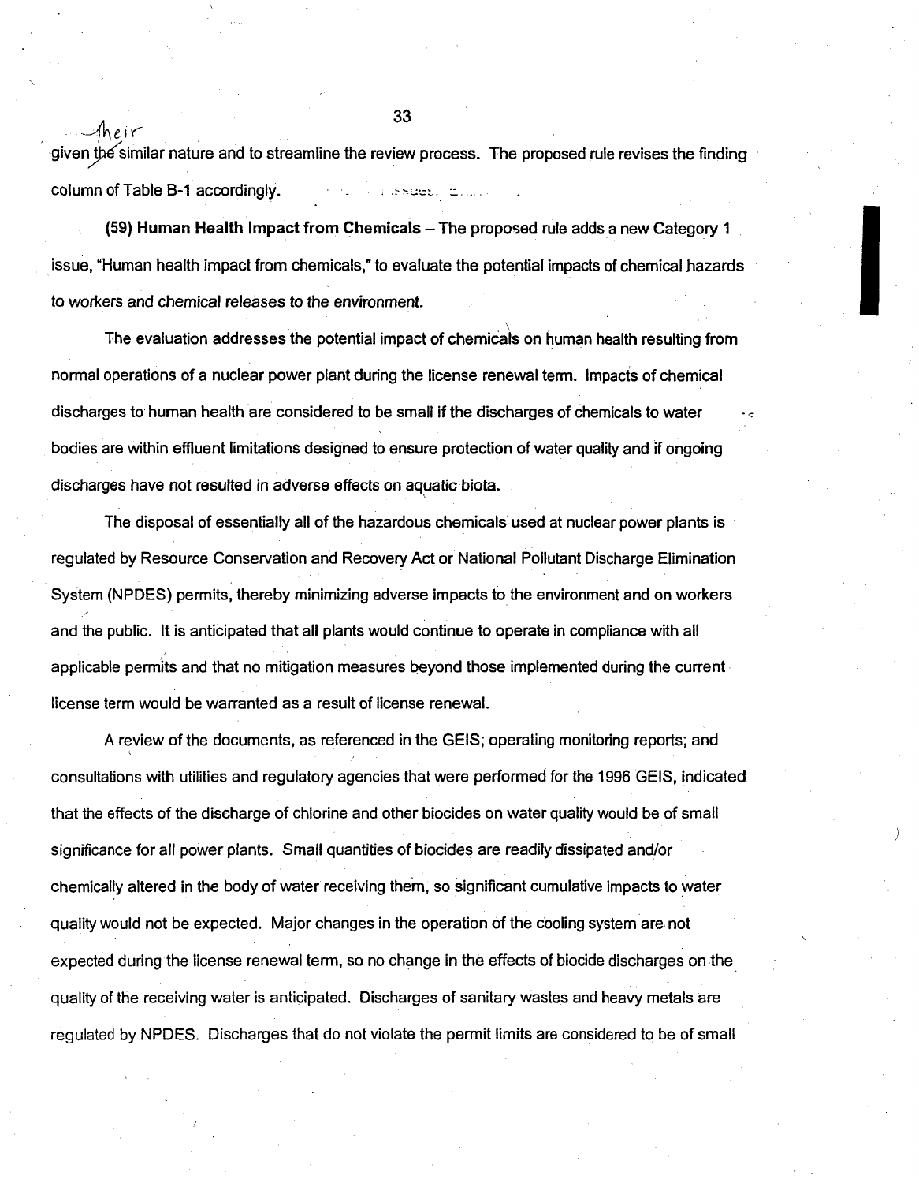given the similar nature and to streamline the review process. The proposed rule revises the finding column of Table B-1 accordingly.

**(59) Human Health Impact from Chemicals** – The proposed rule adds a new Category 1 issue, "Human health impact from chemicals," to evaluate the potential impacts of chemical hazards to workers and chemical releases to the environment.

The evaluation addresses the potential impact of chemicals on human health resulting from normal operations of a nuclear power plant during the license renewal term. Impacts of chemical discharges to human health are considered to be small if the discharges of chemicals to water bodies are within effluent limitations designed to ensure protection of water quality and if ongoing discharges have not resulted in adverse effects on aquatic biota.

The disposal of essentially all of the hazardous chemicals used at nuclear power plants is regulated by Resource Conservation and Recovery Act or National Pollutant Discharge Elimination System (NPDES) permits, thereby minimizing adverse impacts to the environment and on workers and the public. It is anticipated that all plants would continue to operate in compliance with all applicable permits and that no mitigation measures beyond those implemented during the current license term would be warranted as a result of license renewal.

A review of the documents, as referenced in the GEIS; operating monitoring reports; and consultations with utilities and regulatory agencies that were performed for the 1996 GEIS, indicated that the effects of the discharge of chlorine and other biocides on water quality would be of small significance for all power plants. Small quantities of biocides are readily dissipated and/or chemically altered in the body of water receiving them, so significant cumulative impacts to water quality would not be expected. Major changes in the operation of the cooling system are not expected during the license renewal term, so no change in the effects of biocide discharges on the quality of the receiving water is anticipated. Discharges of sanitary wastes and heavy metals are regulated by NPDES. Discharges that do not violate the permit limits are considered to be of small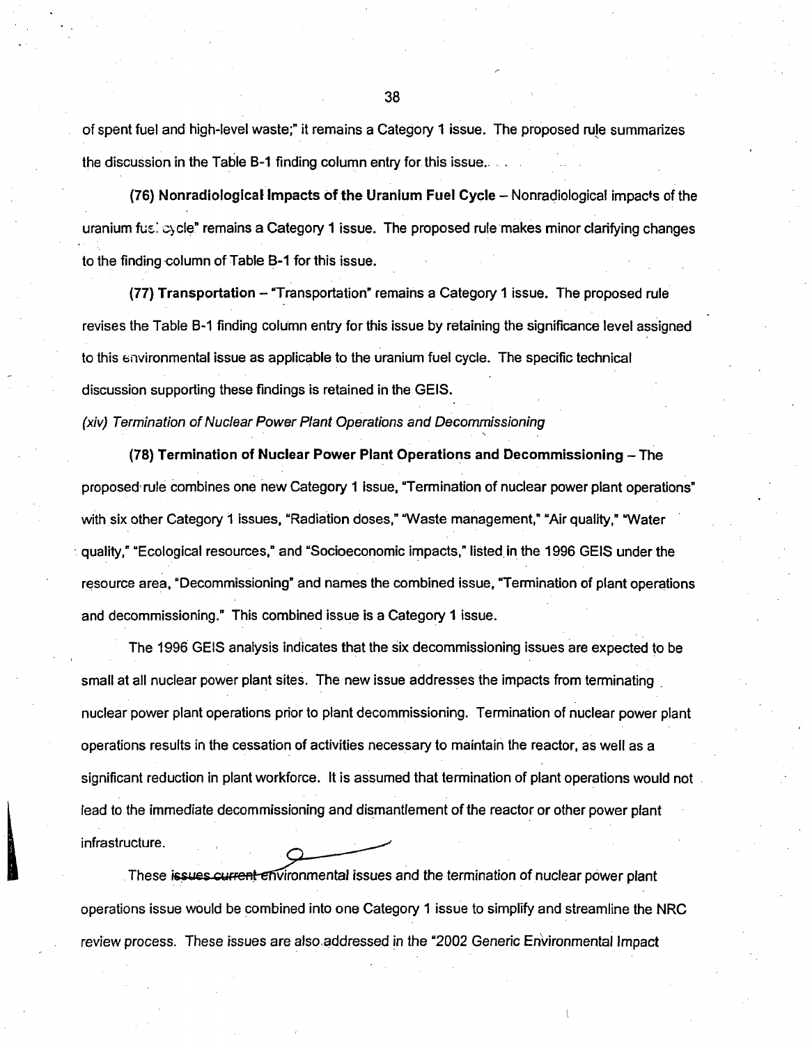of spent fuel and high-level waste;" it remains a Category 1 issue. The proposed rule summarizes the discussion in the Table B-1 finding column entry for this issue.

**(76) Nonradiological Impacts of the Uranium Fuel Cycle** – Nonradiological impacts of the uranium fuel cycle" remains a Category 1 issue. The proposed rule makes minor clarifying changes to the finding column of Table B-1 for this issue.

**(77) Transportation** – "Transportation" remains a Category 1 issue. The proposed rule revises the Table B-1 finding column entry for this issue by retaining the significance level assigned to this environmental issue as applicable to the uranium fuel cycle. The specific technical discussion supporting these findings is retained in the GEIS.

*(xiv) Termination of Nuclear Power Plant Operations and Decommissioning*

**(78) Termination of Nuclear Power Plant Operations and Decommissioning** – The proposed rule combines one new Category 1 issue, "Termination of nuclear power plant operations" with six other Category 1 issues, "Radiation doses," "Waste management," "Air quality," "Water quality," "Ecological resources," and "Socioeconomic impacts," listed in the 1996 GEIS under the resource area, "Decommissioning" and names the combined issue, "Termination of plant operations and decommissioning." This combined issue is a Category 1 issue.

The 1996 GEIS analysis indicates that the six decommissioning issues are expected to be small at all nuclear power plant sites. The new issue addresses the impacts from terminating nuclear power plant operations prior to plant decommissioning. Termination of nuclear power plant operations results in the cessation of activities necessary to maintain the reactor, as well as a significant reduction in plant workforce. It is assumed that termination of plant operations would not lead to the immediate decommissioning and dismantlement of the reactor or other power plant infrastructure.

These ~~issues current~~ environmental issues and the termination of nuclear power plant operations issue would be combined into one Category 1 issue to simplify and streamline the NRC review process. These issues are also addressed in the "2002 Generic Environmental Impact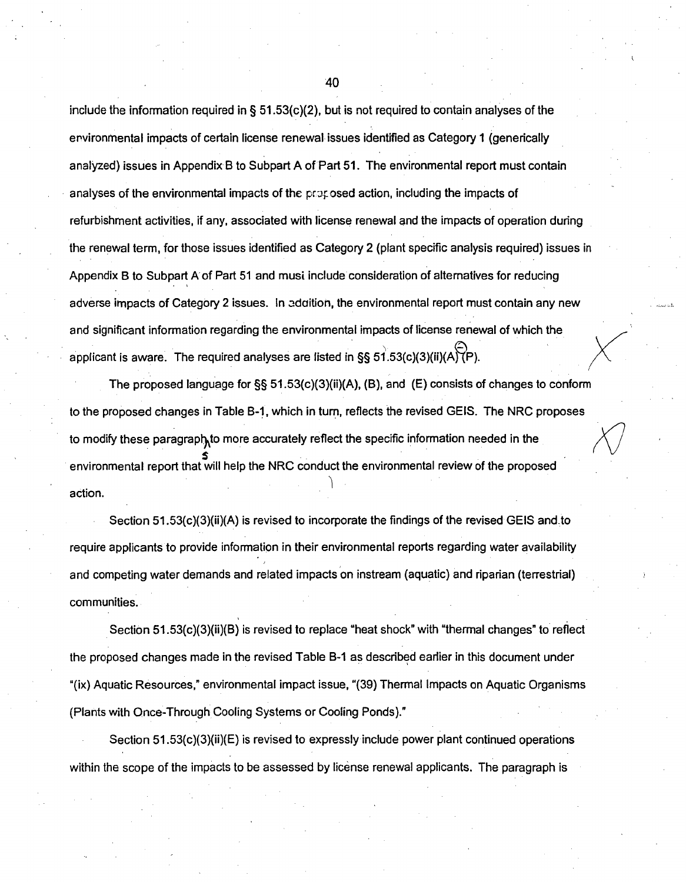include the information required in § 51.53(c)(2), but is not required to contain analyses of the environmental impacts of certain license renewal issues identified as Category 1 (generically analyzed) issues in Appendix B to Subpart A of Part 51. The environmental report must contain analyses of the environmental impacts of the proposed action, including the impacts of refurbishment activities, if any, associated with license renewal and the impacts of operation during the renewal term, for those issues identified as Category 2 (plant specific analysis required) issues in Appendix B to Subpart A of Part 51 and must include consideration of alternatives for reducing adverse impacts of Category 2 issues. In addition, the environmental report must contain any new and significant information regarding the environmental impacts of license renewal of which the applicant is aware. The required analyses are listed in §§ 51.53(c)(3)(ii)(A)–(P).

The proposed language for §§ 51.53(c)(3)(ii)(A), (B), and (E) consists of changes to conform to the proposed changes in Table B-1, which in turn, reflects the revised GEIS. The NRC proposes to modify these paragraphs to more accurately reflect the specific information needed in the environmental report that will help the NRC conduct the environmental review of the proposed action.

Section 51.53(c)(3)(ii)(A) is revised to incorporate the findings of the revised GEIS and to require applicants to provide information in their environmental reports regarding water availability and competing water demands and related impacts on instream (aquatic) and riparian (terrestrial) communities.

Section 51.53(c)(3)(ii)(B) is revised to replace "heat shock" with "thermal changes" to reflect the proposed changes made in the revised Table B-1 as described earlier in this document under "(ix) Aquatic Resources," environmental impact issue, "(39) Thermal Impacts on Aquatic Organisms (Plants with Once-Through Cooling Systems or Cooling Ponds)."

Section 51.53(c)(3)(ii)(E) is revised to expressly include power plant continued operations within the scope of the impacts to be assessed by license renewal applicants. The paragraph is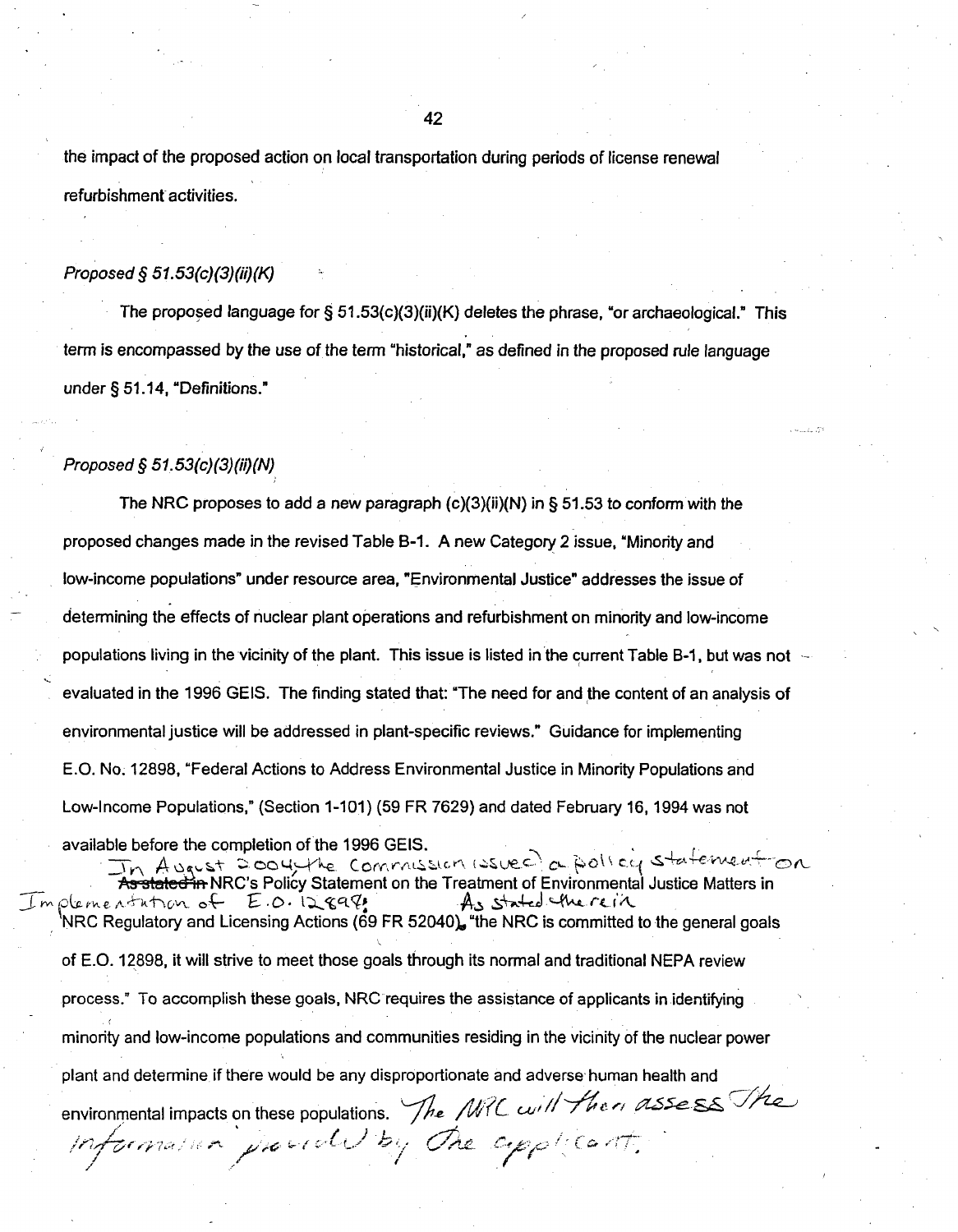the impact of the proposed action on local transportation during periods of license renewal refurbishment activities.

*Proposed § 51.53(c)(3)(ii)(K)*

The proposed language for § 51.53(c)(3)(ii)(K) deletes the phrase, "or archaeological." This term is encompassed by the use of the term "historical," as defined in the proposed rule language under § 51.14, "Definitions."

*Proposed § 51.53(c)(3)(ii)(N)*

The NRC proposes to add a new paragraph (c)(3)(ii)(N) in § 51.53 to conform with the proposed changes made in the revised Table B-1. A new Category 2 issue, "Minority and low-income populations" under resource area, "Environmental Justice" addresses the issue of determining the effects of nuclear plant operations and refurbishment on minority and low-income populations living in the vicinity of the plant. This issue is listed in the current Table B-1, but was not evaluated in the 1996 GEIS. The finding stated that: "The need for and the content of an analysis of environmental justice will be addressed in plant-specific reviews." Guidance for implementing E.O. No. 12898, "Federal Actions to Address Environmental Justice in Minority Populations and Low-Income Populations," (Section 1-101) (59 FR 7629) and dated February 16, 1994 was not available before the completion of the 1996 GEIS.

In August 2004 the Commission issued a policy statement on ~~As stated in~~ NRC's Policy Statement on the Treatment of Environmental Justice Matters in Implementation of E.O. 12898. As stated therein NRC Regulatory and Licensing Actions (69 FR 52040). "the NRC is committed to the general goals of E.O. 12898, it will strive to meet those goals through its normal and traditional NEPA review process." To accomplish these goals, NRC requires the assistance of applicants in identifying minority and low-income populations and communities residing in the vicinity of the nuclear power plant and determine if there would be any disproportionate and adverse human health and environmental impacts on these populations. The NRC will then assess the information provided by the applicant.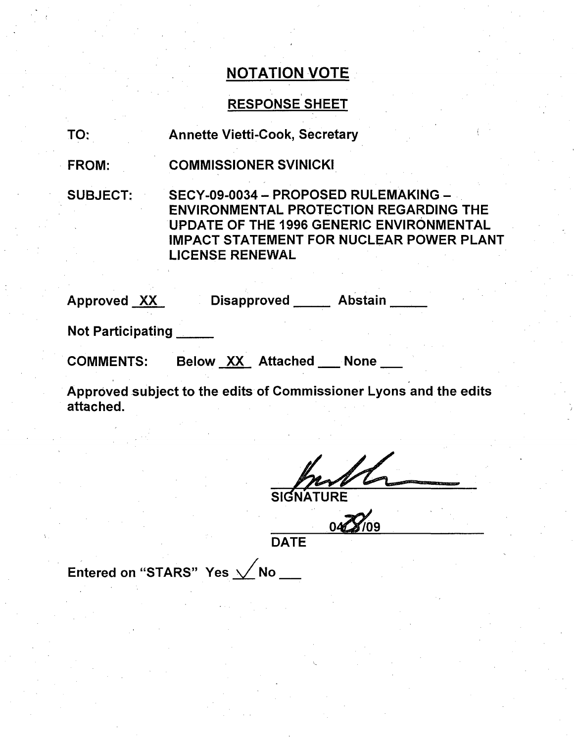# NOTATION VOTE

## RESPONSE SHEET

TO: Annette Vietti-Cook, Secretary

FROM: COMMISSIONER SVINICKI

SUBJECT: SECY-09-0034 – PROPOSED RULEMAKING – ENVIRONMENTAL PROTECTION REGARDING THE UPDATE OF THE 1996 GENERIC ENVIRONMENTAL IMPACT STATEMENT FOR NUCLEAR POWER PLANT LICENSE RENEWAL

Approved _XX_ Disapproved _____ Abstain _____

Not Participating _____

COMMENTS: Below _XX_ Attached ___ None ___

Approved subject to the edits of Commissioner Lyons and the edits attached.

SIGNATURE

04/28/09

DATE

Entered on "STARS" Yes ✓ No ___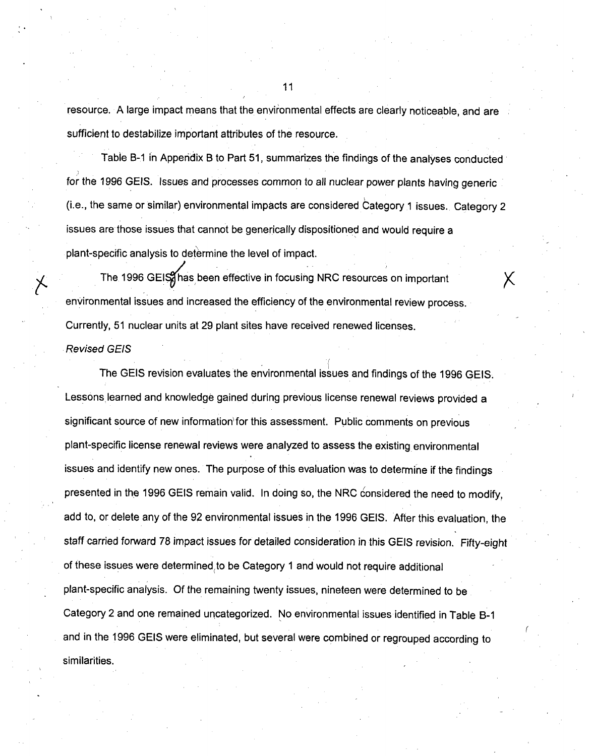resource. A large impact means that the environmental effects are clearly noticeable, and are sufficient to destabilize important attributes of the resource.

Table B-1 in Appendix B to Part 51, summarizes the findings of the analyses conducted for the 1996 GEIS. Issues and processes common to all nuclear power plants having generic (i.e., the same or similar) environmental impacts are considered Category 1 issues. Category 2 issues are those issues that cannot be generically dispositioned and would require a plant-specific analysis to determine the level of impact.

The 1996 GEIS has been effective in focusing NRC resources on important environmental issues and increased the efficiency of the environmental review process. Currently, 51 nuclear units at 29 plant sites have received renewed licenses.

*Revised GEIS*

The GEIS revision evaluates the environmental issues and findings of the 1996 GEIS. Lessons learned and knowledge gained during previous license renewal reviews provided a significant source of new information for this assessment. Public comments on previous plant-specific license renewal reviews were analyzed to assess the existing environmental issues and identify new ones. The purpose of this evaluation was to determine if the findings presented in the 1996 GEIS remain valid. In doing so, the NRC considered the need to modify, add to, or delete any of the 92 environmental issues in the 1996 GEIS. After this evaluation, the staff carried forward 78 impact issues for detailed consideration in this GEIS revision. Fifty-eight of these issues were determined to be Category 1 and would not require additional plant-specific analysis. Of the remaining twenty issues, nineteen were determined to be Category 2 and one remained uncategorized. No environmental issues identified in Table B-1 and in the 1996 GEIS were eliminated, but several were combined or regrouped according to similarities.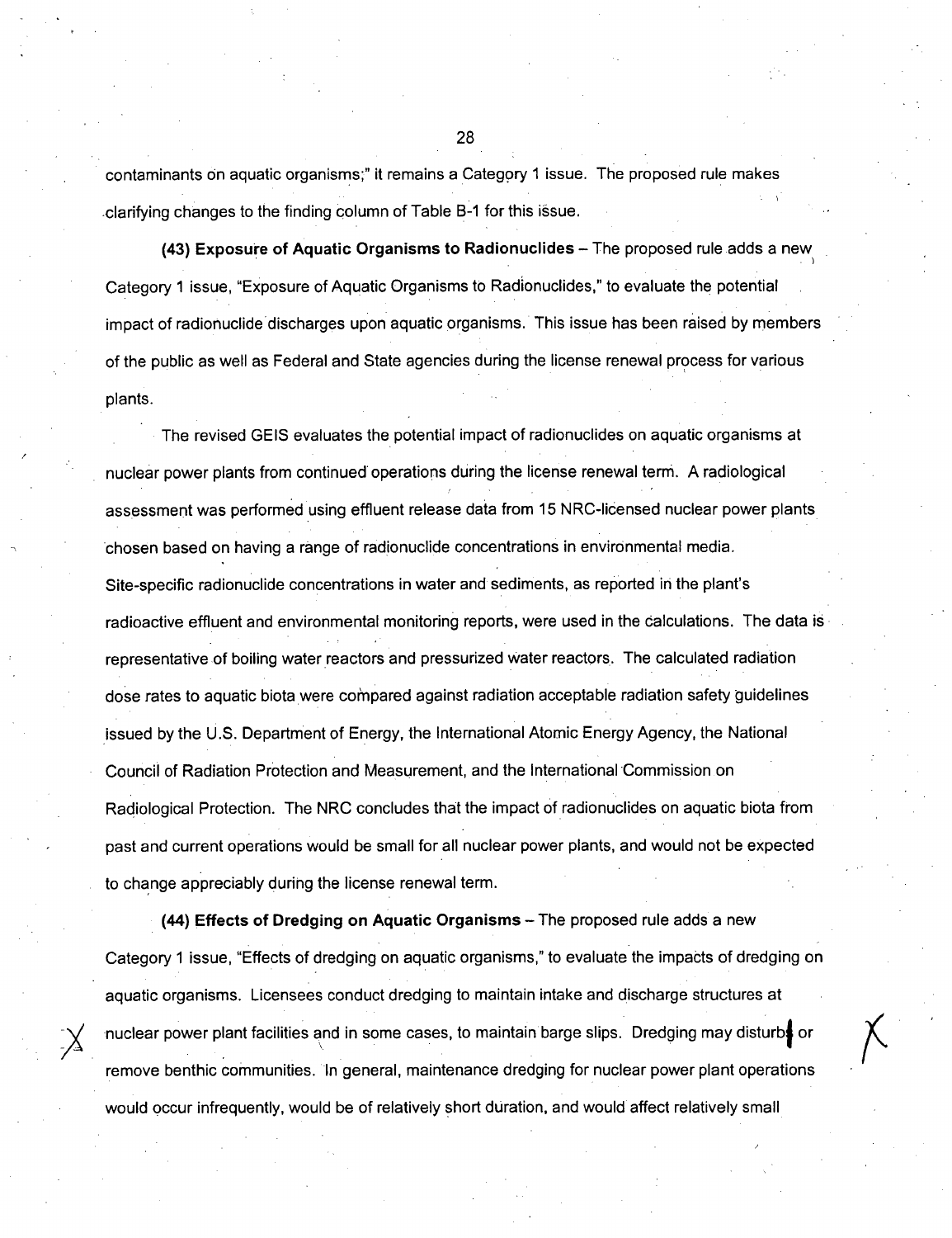contaminants on aquatic organisms;" it remains a Category 1 issue. The proposed rule makes clarifying changes to the finding column of Table B-1 for this issue.

**(43) Exposure of Aquatic Organisms to Radionuclides** – The proposed rule adds a new Category 1 issue, "Exposure of Aquatic Organisms to Radionuclides," to evaluate the potential impact of radionuclide discharges upon aquatic organisms. This issue has been raised by members of the public as well as Federal and State agencies during the license renewal process for various plants.

The revised GEIS evaluates the potential impact of radionuclides on aquatic organisms at nuclear power plants from continued operations during the license renewal term. A radiological assessment was performed using effluent release data from 15 NRC-licensed nuclear power plants chosen based on having a range of radionuclide concentrations in environmental media. Site-specific radionuclide concentrations in water and sediments, as reported in the plant's radioactive effluent and environmental monitoring reports, were used in the calculations. The data is representative of boiling water reactors and pressurized water reactors. The calculated radiation dose rates to aquatic biota were compared against radiation acceptable radiation safety guidelines issued by the U.S. Department of Energy, the International Atomic Energy Agency, the National Council of Radiation Protection and Measurement, and the International Commission on Radiological Protection. The NRC concludes that the impact of radionuclides on aquatic biota from past and current operations would be small for all nuclear power plants, and would not be expected to change appreciably during the license renewal term.

**(44) Effects of Dredging on Aquatic Organisms** – The proposed rule adds a new Category 1 issue, "Effects of dredging on aquatic organisms," to evaluate the impacts of dredging on aquatic organisms. Licensees conduct dredging to maintain intake and discharge structures at nuclear power plant facilities and in some cases, to maintain barge slips. Dredging may disturb or remove benthic communities. In general, maintenance dredging for nuclear power plant operations would occur infrequently, would be of relatively short duration, and would affect relatively small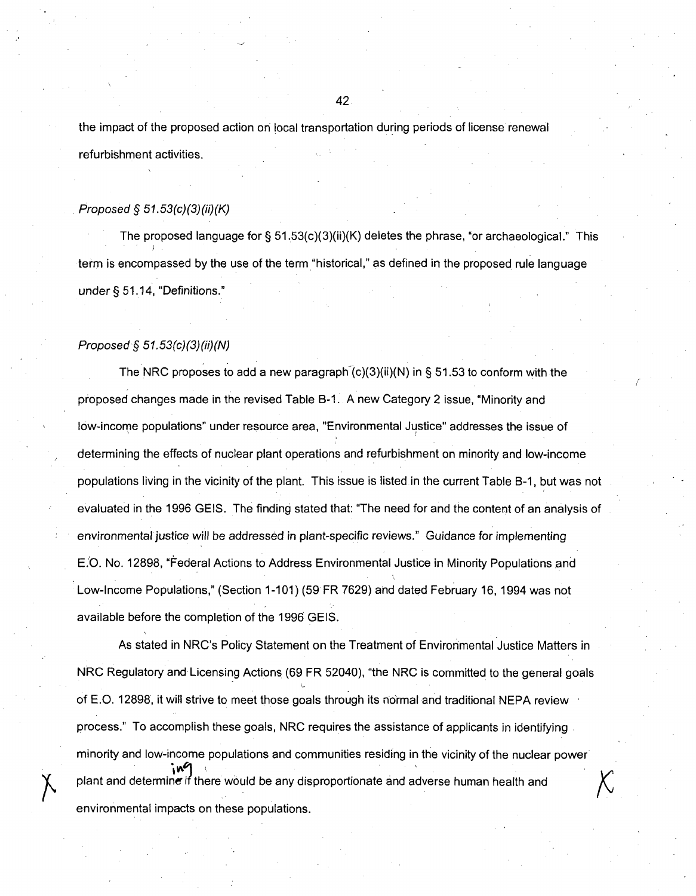the impact of the proposed action on local transportation during periods of license renewal refurbishment activities.

*Proposed § 51.53(c)(3)(ii)(K)*

The proposed language for § 51.53(c)(3)(ii)(K) deletes the phrase, "or archaeological." This term is encompassed by the use of the term "historical," as defined in the proposed rule language under § 51.14, "Definitions."

*Proposed § 51.53(c)(3)(ii)(N)*

The NRC proposes to add a new paragraph (c)(3)(ii)(N) in § 51.53 to conform with the proposed changes made in the revised Table B-1. A new Category 2 issue, "Minority and low-income populations" under resource area, "Environmental Justice" addresses the issue of determining the effects of nuclear plant operations and refurbishment on minority and low-income populations living in the vicinity of the plant. This issue is listed in the current Table B-1, but was not evaluated in the 1996 GEIS. The finding stated that: "The need for and the content of an analysis of environmental justice will be addressed in plant-specific reviews." Guidance for implementing E.O. No. 12898, "Federal Actions to Address Environmental Justice in Minority Populations and Low-Income Populations," (Section 1-101) (59 FR 7629) and dated February 16, 1994 was not available before the completion of the 1996 GEIS.

As stated in NRC's Policy Statement on the Treatment of Environmental Justice Matters in NRC Regulatory and Licensing Actions (69 FR 52040), "the NRC is committed to the general goals of E.O. 12898, it will strive to meet those goals through its normal and traditional NEPA review process." To accomplish these goals, NRC requires the assistance of applicants in identifying minority and low-income populations and communities residing in the vicinity of the nuclear power plant and determining if there would be any disproportionate and adverse human health and environmental impacts on these populations.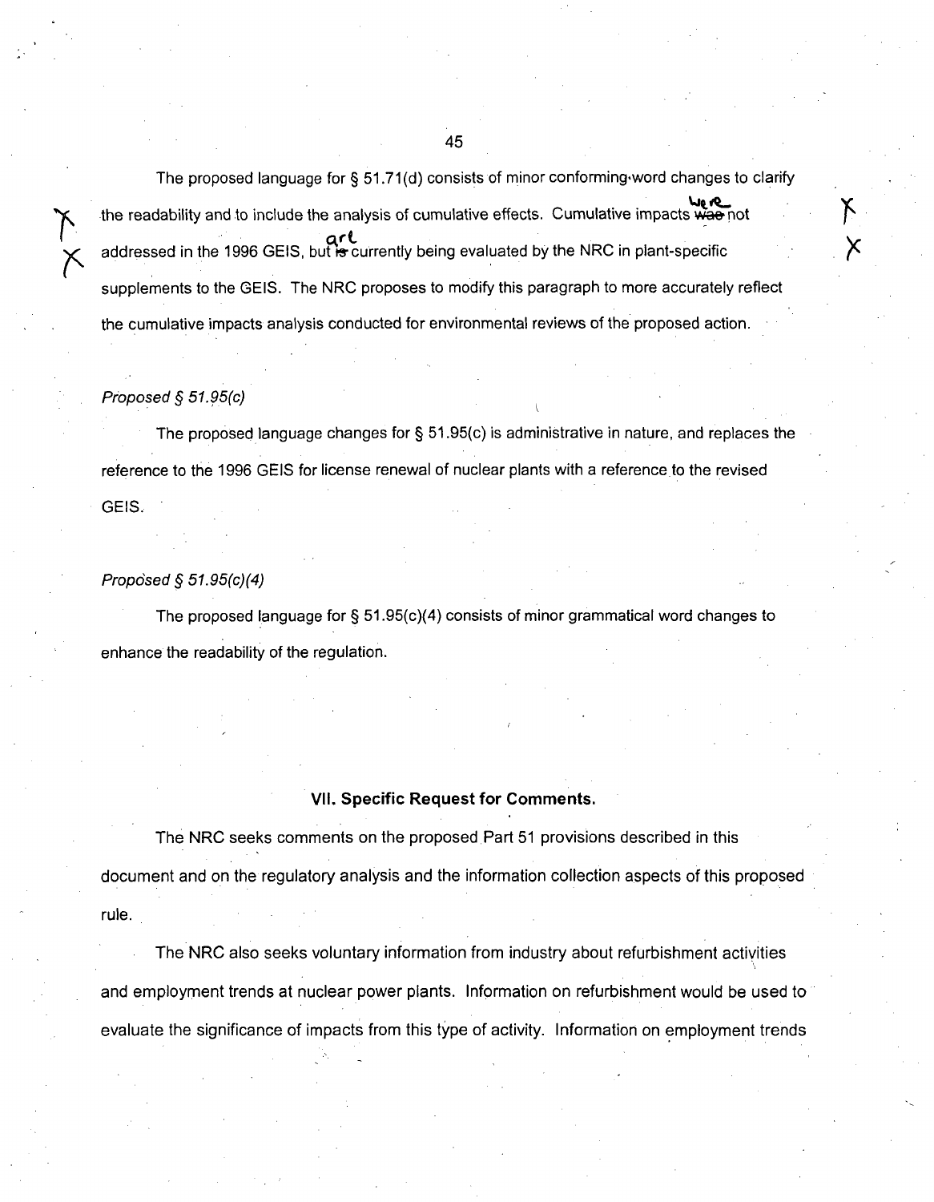The proposed language for § 51.71(d) consists of minor conforming word changes to clarify the readability and to include the analysis of cumulative effects. Cumulative impacts were not addressed in the 1996 GEIS, but are currently being evaluated by the NRC in plant-specific supplements to the GEIS. The NRC proposes to modify this paragraph to more accurately reflect the cumulative impacts analysis conducted for environmental reviews of the proposed action.

*Proposed § 51.95(c)*

The proposed language changes for § 51.95(c) is administrative in nature, and replaces the reference to the 1996 GEIS for license renewal of nuclear plants with a reference to the revised GEIS.

*Proposed § 51.95(c)(4)*

The proposed language for § 51.95(c)(4) consists of minor grammatical word changes to enhance the readability of the regulation.

### VII. Specific Request for Comments.

The NRC seeks comments on the proposed Part 51 provisions described in this document and on the regulatory analysis and the information collection aspects of this proposed rule.

The NRC also seeks voluntary information from industry about refurbishment activities and employment trends at nuclear power plants. Information on refurbishment would be used to evaluate the significance of impacts from this type of activity. Information on employment trends